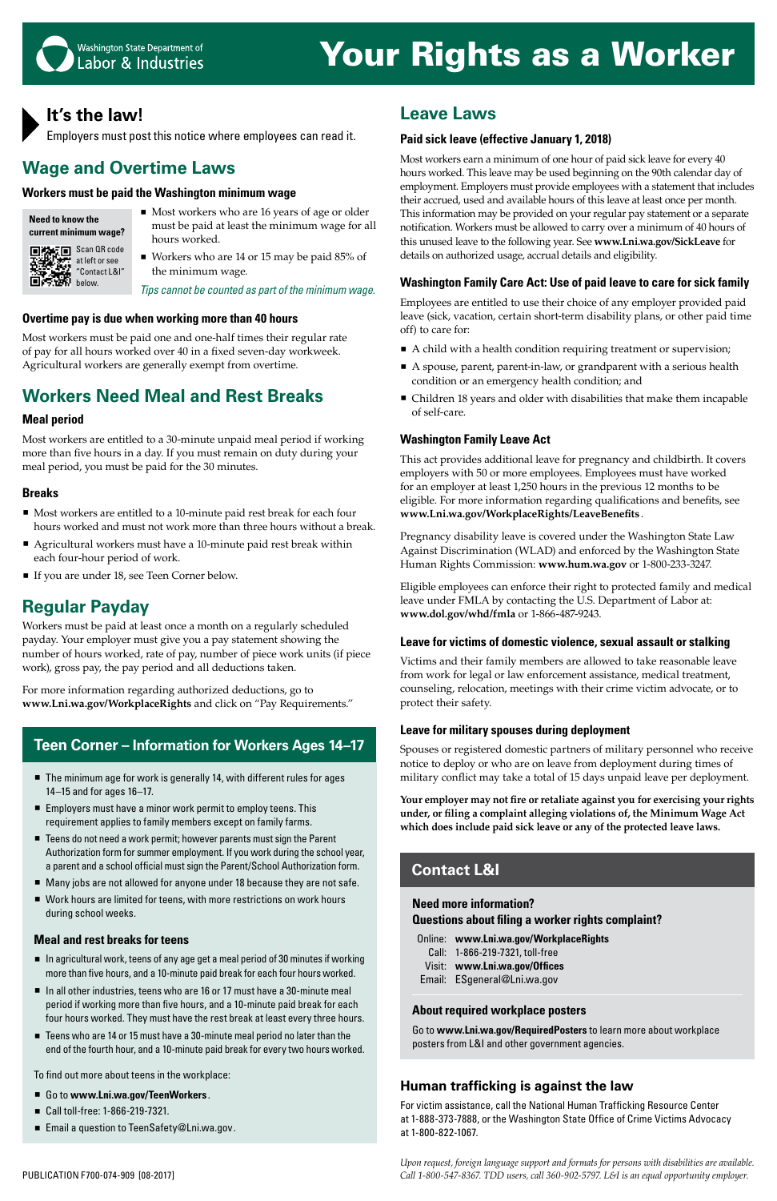Washington State Department of Labor & Industries

# Your Rights as a Worker

## It's the law!

Employers must post this notice where employees can read it.

## Wage and Overtime Laws

### Workers must be paid the Washington minimum wage

**Need to know the current minimum wage?**

Scan QR code at left or see "Contact L&I" below.

- Most workers who are 16 years of age or older must be paid at least the minimum wage for all hours worked.
- Workers who are 14 or 15 may be paid 85% of the minimum wage.

*Tips cannot be counted as part of the minimum wage.*

### Overtime pay is due when working more than 40 hours

Most workers must be paid one and one-half times their regular rate of pay for all hours worked over 40 in a fixed seven-day workweek. Agricultural workers are generally exempt from overtime.

## Workers Need Meal and Rest Breaks

### Meal period

Most workers are entitled to a 30-minute unpaid meal period if working more than five hours in a day. If you must remain on duty during your meal period, you must be paid for the 30 minutes.

### Breaks

- Most workers are entitled to a 10-minute paid rest break for each four hours worked and must not work more than three hours without a break.
- Agricultural workers must have a 10-minute paid rest break within each four-hour period of work.
- If you are under 18, see Teen Corner below.

## Regular Payday

Workers must be paid at least once a month on a regularly scheduled payday. Your employer must give you a pay statement showing the number of hours worked, rate of pay, number of piece work units (if piece work), gross pay, the pay period and all deductions taken.

For more information regarding authorized deductions, go to **www.Lni.wa.gov/WorkplaceRights** and click on "Pay Requirements."

## Teen Corner – Information for Workers Ages 14–17

- The minimum age for work is generally 14, with different rules for ages 14–15 and for ages 16–17.
- Employers must have a minor work permit to employ teens. This requirement applies to family members except on family farms.
- Teens do not need a work permit; however parents must sign the Parent Authorization form for summer employment. If you work during the school year, a parent and a school official must sign the Parent/School Authorization form.
- Many jobs are not allowed for anyone under 18 because they are not safe.
- Work hours are limited for teens, with more restrictions on work hours during school weeks.

### Meal and rest breaks for teens

- In agricultural work, teens of any age get a meal period of 30 minutes if working more than five hours, and a 10-minute paid break for each four hours worked.
- In all other industries, teens who are 16 or 17 must have a 30-minute meal period if working more than five hours, and a 10-minute paid break for each four hours worked. They must have the rest break at least every three hours.
- Teens who are 14 or 15 must have a 30-minute meal period no later than the end of the fourth hour, and a 10-minute paid break for every two hours worked.

To find out more about teens in the workplace:

- Go to **www.Lni.wa.gov/TeenWorkers**.
- Call toll-free: 1-866-219-7321.
- Email a question to TeenSafety@Lni.wa.gov.

## Leave Laws

### Paid sick leave (effective January 1, 2018)

Most workers earn a minimum of one hour of paid sick leave for every 40 hours worked. This leave may be used beginning on the 90th calendar day of employment. Employers must provide employees with a statement that includes their accrued, used and available hours of this leave at least once per month. This information may be provided on your regular pay statement or a separate notification. Workers must be allowed to carry over a minimum of 40 hours of this unused leave to the following year. See **www.Lni.wa.gov/SickLeave** for details on authorized usage, accrual details and eligibility.

### Washington Family Care Act: Use of paid leave to care for sick family

Employees are entitled to use their choice of any employer provided paid leave (sick, vacation, certain short-term disability plans, or other paid time off) to care for:

- A child with a health condition requiring treatment or supervision;
- A spouse, parent, parent-in-law, or grandparent with a serious health condition or an emergency health condition; and
- Children 18 years and older with disabilities that make them incapable of self-care.

### Washington Family Leave Act

This act provides additional leave for pregnancy and childbirth. It covers employers with 50 or more employees. Employees must have worked for an employer at least 1,250 hours in the previous 12 months to be eligible. For more information regarding qualifications and benefits, see **www.Lni.wa.gov/WorkplaceRights/LeaveBenefits**.

Pregnancy disability leave is covered under the Washington State Law Against Discrimination (WLAD) and enforced by the Washington State Human Rights Commission: **www.hum.wa.gov** or 1-800-233-3247.

Eligible employees can enforce their right to protected family and medical leave under FMLA by contacting the U.S. Department of Labor at: **www.dol.gov/whd/fmla** or 1-866-487-9243.

### Leave for victims of domestic violence, sexual assault or stalking

Victims and their family members are allowed to take reasonable leave from work for legal or law enforcement assistance, medical treatment, counseling, relocation, meetings with their crime victim advocate, or to protect their safety.

### Leave for military spouses during deployment

Spouses or registered domestic partners of military personnel who receive notice to deploy or who are on leave from deployment during times of military conflict may take a total of 15 days unpaid leave per deployment.

**Your employer may not fire or retaliate against you for exercising your rights under, or filing a complaint alleging violations of, the Minimum Wage Act which does include paid sick leave or any of the protected leave laws.**

## Contact L&I

**Need more information?**
**Questions about filing a worker rights complaint?**

Online: **www.Lni.wa.gov/WorkplaceRights**
Call: 1-866-219-7321, toll-free
Visit: **www.Lni.wa.gov/Offices**
Email: ESgeneral@Lni.wa.gov

### About required workplace posters

Go to **www.Lni.wa.gov/RequiredPosters** to learn more about workplace posters from L&I and other government agencies.

## Human trafficking is against the law

For victim assistance, call the National Human Trafficking Resource Center at 1-888-373-7888, or the Washington State Office of Crime Victims Advocacy at 1-800-822-1067.

PUBLICATION F700-074-909 [08-2017]

*Upon request, foreign language support and formats for persons with disabilities are available. Call 1-800-547-8367. TDD users, call 360-902-5797. L&I is an equal opportunity employer.*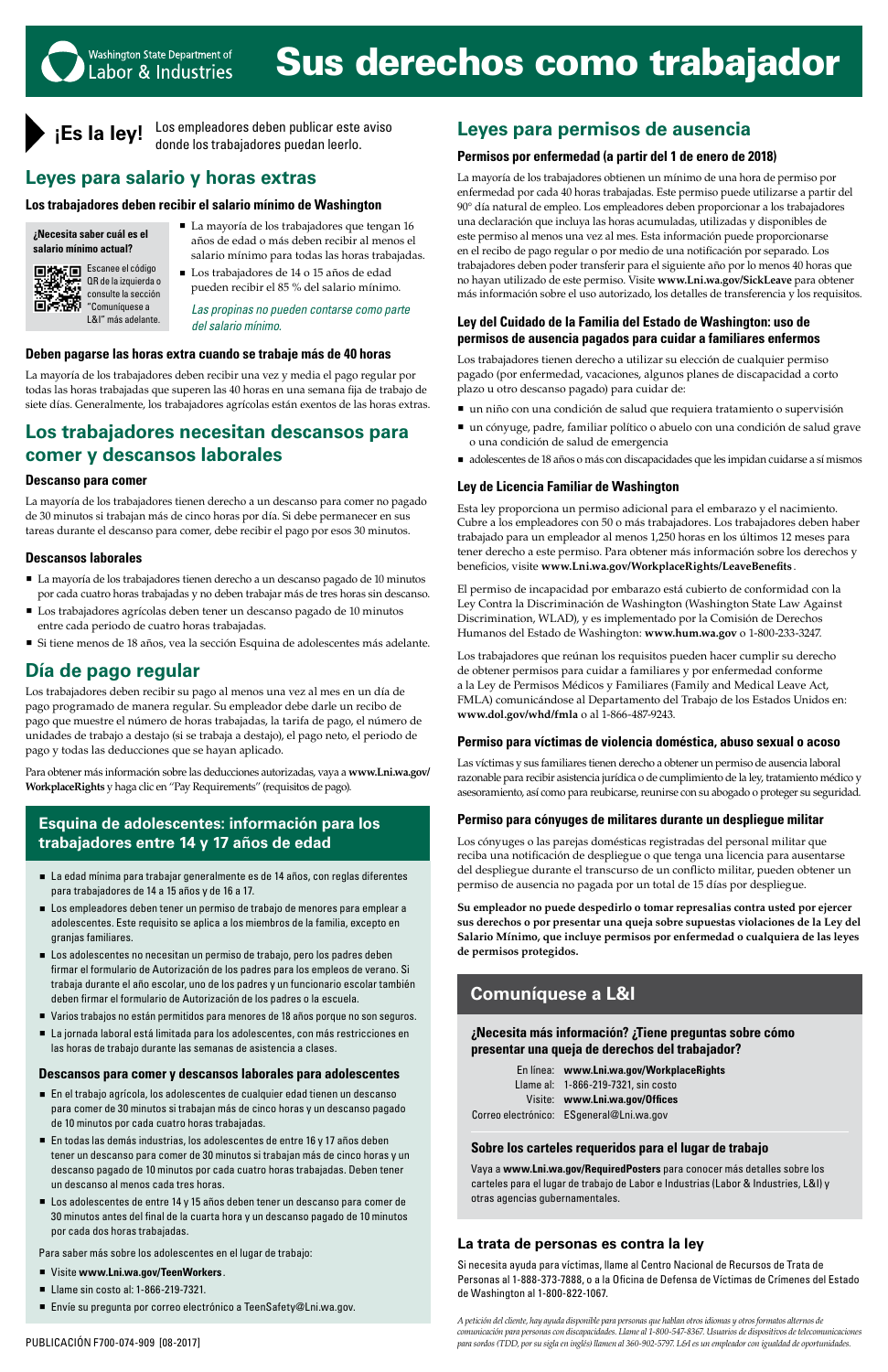Washington State Department of Labor & Industries

# Sus derechos como trabajador

**¡Es la ley!** Los empleadores deben publicar este aviso donde los trabajadores puedan leerlo.

## Leyes para salario y horas extras

### Los trabajadores deben recibir el salario mínimo de Washington

**¿Necesita saber cuál es el salario mínimo actual?**

Escanee el código QR de la izquierda o consulte la sección "Comuníquese a L&I" más adelante.

- La mayoría de los trabajadores que tengan 16 años de edad o más deben recibir al menos el salario mínimo para todas las horas trabajadas.
- Los trabajadores de 14 o 15 años de edad pueden recibir el 85 % del salario mínimo.

*Las propinas no pueden contarse como parte del salario mínimo.*

### Deben pagarse las horas extra cuando se trabaje más de 40 horas

La mayoría de los trabajadores deben recibir una vez y media el pago regular por todas las horas trabajadas que superen las 40 horas en una semana fija de trabajo de siete días. Generalmente, los trabajadores agrícolas están exentos de las horas extras.

## Los trabajadores necesitan descansos para comer y descansos laborales

### Descanso para comer

La mayoría de los trabajadores tienen derecho a un descanso para comer no pagado de 30 minutos si trabajan más de cinco horas por día. Si debe permanecer en sus tareas durante el descanso para comer, debe recibir el pago por esos 30 minutos.

### Descansos laborales

- La mayoría de los trabajadores tienen derecho a un descanso pagado de 10 minutos por cada cuatro horas trabajadas y no deben trabajar más de tres horas sin descanso.
- Los trabajadores agrícolas deben tener un descanso pagado de 10 minutos entre cada periodo de cuatro horas trabajadas.
- Si tiene menos de 18 años, vea la sección Esquina de adolescentes más adelante.

## Día de pago regular

Los trabajadores deben recibir su pago al menos una vez al mes en un día de pago programado de manera regular. Su empleador debe darle un recibo de pago que muestre el número de horas trabajadas, la tarifa de pago, el número de unidades de trabajo a destajo (si se trabaja a destajo), el pago neto, el periodo de pago y todas las deducciones que se hayan aplicado.

Para obtener más información sobre las deducciones autorizadas, vaya a **www.Lni.wa.gov/WorkplaceRights** y haga clic en "Pay Requirements" (requisitos de pago).

## Esquina de adolescentes: información para los trabajadores entre 14 y 17 años de edad

- La edad mínima para trabajar generalmente es de 14 años, con reglas diferentes para trabajadores de 14 a 15 años y de 16 a 17.
- Los empleadores deben tener un permiso de trabajo de menores para emplear a adolescentes. Este requisito se aplica a los miembros de la familia, excepto en granjas familiares.
- Los adolescentes no necesitan un permiso de trabajo, pero los padres deben firmar el formulario de Autorización de los padres para los empleos de verano. Si trabaja durante el año escolar, uno de los padres y un funcionario escolar también deben firmar el formulario de Autorización de los padres o la escuela.
- Varios trabajos no están permitidos para menores de 18 años porque no son seguros.
- La jornada laboral está limitada para los adolescentes, con más restricciones en las horas de trabajo durante las semanas de asistencia a clases.

### Descansos para comer y descansos laborales para adolescentes

- En el trabajo agrícola, los adolescentes de cualquier edad tienen un descanso para comer de 30 minutos si trabajan más de cinco horas y un descanso pagado de 10 minutos por cada cuatro horas trabajadas.
- En todas las demás industrias, los adolescentes de entre 16 y 17 años deben tener un descanso para comer de 30 minutos si trabajan más de cinco horas y un descanso pagado de 10 minutos por cada cuatro horas trabajadas. Deben tener un descanso al menos cada tres horas.
- Los adolescentes de entre 14 y 15 años deben tener un descanso para comer de 30 minutos antes del final de la cuarta hora y un descanso pagado de 10 minutos por cada dos horas trabajadas.

Para saber más sobre los adolescentes en el lugar de trabajo:

- Visite **www.Lni.wa.gov/TeenWorkers**.
- Llame sin costo al: 1-866-219-7321.
- Envíe su pregunta por correo electrónico a TeenSafety@Lni.wa.gov.

## Leyes para permisos de ausencia

### Permisos por enfermedad (a partir del 1 de enero de 2018)

La mayoría de los trabajadores obtienen un mínimo de una hora de permiso por enfermedad por cada 40 horas trabajadas. Este permiso puede utilizarse a partir del 90° día natural de empleo. Los empleadores deben proporcionar a los trabajadores una declaración que incluya las horas acumuladas, utilizadas y disponibles de este permiso al menos una vez al mes. Esta información puede proporcionarse en el recibo de pago regular o por medio de una notificación por separado. Los trabajadores deben poder transferir para el siguiente año por lo menos 40 horas que no hayan utilizado de este permiso. Visite **www.Lni.wa.gov/SickLeave** para obtener más información sobre el uso autorizado, los detalles de transferencia y los requisitos.

### Ley del Cuidado de la Familia del Estado de Washington: uso de permisos de ausencia pagados para cuidar a familiares enfermos

Los trabajadores tienen derecho a utilizar su elección de cualquier permiso pagado (por enfermedad, vacaciones, algunos planes de discapacidad a corto plazo u otro descanso pagado) para cuidar de:

- un niño con una condición de salud que requiera tratamiento o supervisión
- un cónyuge, padre, familiar político o abuelo con una condición de salud grave o una condición de salud de emergencia
- adolescentes de 18 años o más con discapacidades que les impidan cuidarse a sí mismos

### Ley de Licencia Familiar de Washington

Esta ley proporciona un permiso adicional para el embarazo y el nacimiento. Cubre a los empleadores con 50 o más trabajadores. Los trabajadores deben haber trabajado para un empleador al menos 1,250 horas en los últimos 12 meses para tener derecho a este permiso. Para obtener más información sobre los derechos y beneficios, visite **www.Lni.wa.gov/WorkplaceRights/LeaveBenefits**.

El permiso de incapacidad por embarazo está cubierto de conformidad con la Ley Contra la Discriminación de Washington (Washington State Law Against Discrimination, WLAD), y es implementado por la Comisión de Derechos Humanos del Estado de Washington: **www.hum.wa.gov** o 1-800-233-3247.

Los trabajadores que reúnan los requisitos pueden hacer cumplir su derecho de obtener permisos para cuidar a familiares y por enfermedad conforme a la Ley de Permisos Médicos y Familiares (Family and Medical Leave Act, FMLA) comunicándose al Departamento del Trabajo de los Estados Unidos en: **www.dol.gov/whd/fmla** o al 1-866-487-9243.

### Permiso para víctimas de violencia doméstica, abuso sexual o acoso

Las víctimas y sus familiares tienen derecho a obtener un permiso de ausencia laboral razonable para recibir asistencia jurídica o de cumplimiento de la ley, tratamiento médico y asesoramiento, así como para reubicarse, reunirse con su abogado o proteger su seguridad.

### Permiso para cónyuges de militares durante un despliegue militar

Los cónyuges o las parejas domésticas registradas del personal militar que reciba una notificación de despliegue o que tenga una licencia para ausentarse del despliegue durante el transcurso de un conflicto militar, pueden obtener un permiso de ausencia no pagada por un total de 15 días por despliegue.

**Su empleador no puede despedirlo o tomar represalias contra usted por ejercer sus derechos o por presentar una queja sobre supuestas violaciones de la Ley del Salario Mínimo, que incluye permisos por enfermedad o cualquiera de las leyes de permisos protegidos.**

## Comuníquese a L&I

### ¿Necesita más información? ¿Tiene preguntas sobre cómo presentar una queja de derechos del trabajador?

En línea: **www.Lni.wa.gov/WorkplaceRights**
Llame al: 1-866-219-7321, sin costo
Visite: **www.Lni.wa.gov/Offices**
Correo electrónico: ESgeneral@Lni.wa.gov

### Sobre los carteles requeridos para el lugar de trabajo

Vaya a **www.Lni.wa.gov/RequiredPosters** para conocer más detalles sobre los carteles para el lugar de trabajo de Labor e Industrias (Labor & Industries, L&I) y otras agencias gubernamentales.

### La trata de personas es contra la ley

Si necesita ayuda para víctimas, llame al Centro Nacional de Recursos de Trata de Personas al 1-888-373-7888, o a la Oficina de Defensa de Víctimas de Crímenes del Estado de Washington al 1-800-822-1067.

PUBLICACIÓN F700-074-909 [08-2017]

*A petición del cliente, hay ayuda disponible para personas que hablan otros idiomas y otros formatos alternos de comunicación para personas con discapacidades. Llame al 1-800-547-8367. Usuarios de dispositivos de telecomunicaciones para sordos (TDD, por su sigla en inglés) llamen al 360-902-5797. L&I es un empleador con igualdad de oportunidades.*